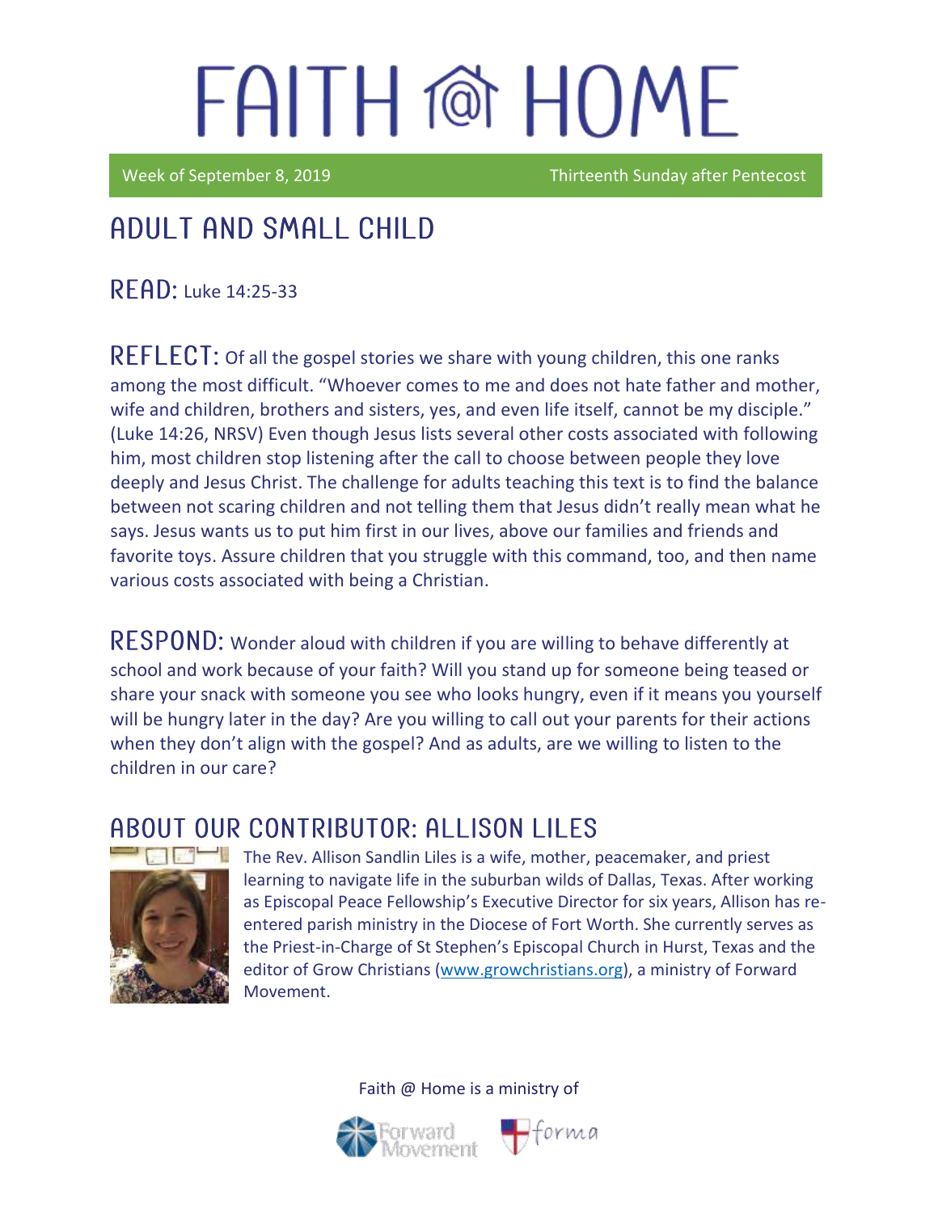# FAITH @ HOME

Week of September 8, 2019 — Thirteenth Sunday after Pentecost

## ADULT AND SMALL CHILD

**READ:** Luke 14:25-33

**REFLECT:** Of all the gospel stories we share with young children, this one ranks among the most difficult. "Whoever comes to me and does not hate father and mother, wife and children, brothers and sisters, yes, and even life itself, cannot be my disciple." (Luke 14:26, NRSV) Even though Jesus lists several other costs associated with following him, most children stop listening after the call to choose between people they love deeply and Jesus Christ. The challenge for adults teaching this text is to find the balance between not scaring children and not telling them that Jesus didn't really mean what he says. Jesus wants us to put him first in our lives, above our families and friends and favorite toys. Assure children that you struggle with this command, too, and then name various costs associated with being a Christian.

**RESPOND:** Wonder aloud with children if you are willing to behave differently at school and work because of your faith? Will you stand up for someone being teased or share your snack with someone you see who looks hungry, even if it means you yourself will be hungry later in the day? Are you willing to call out your parents for their actions when they don't align with the gospel? And as adults, are we willing to listen to the children in our care?

## ABOUT OUR CONTRIBUTOR: ALLISON LILES

The Rev. Allison Sandlin Liles is a wife, mother, peacemaker, and priest learning to navigate life in the suburban wilds of Dallas, Texas. After working as Episcopal Peace Fellowship's Executive Director for six years, Allison has re-entered parish ministry in the Diocese of Fort Worth. She currently serves as the Priest-in-Charge of St Stephen's Episcopal Church in Hurst, Texas and the editor of Grow Christians (www.growchristians.org), a ministry of Forward Movement.

Faith @ Home is a ministry of Forward Movement and forma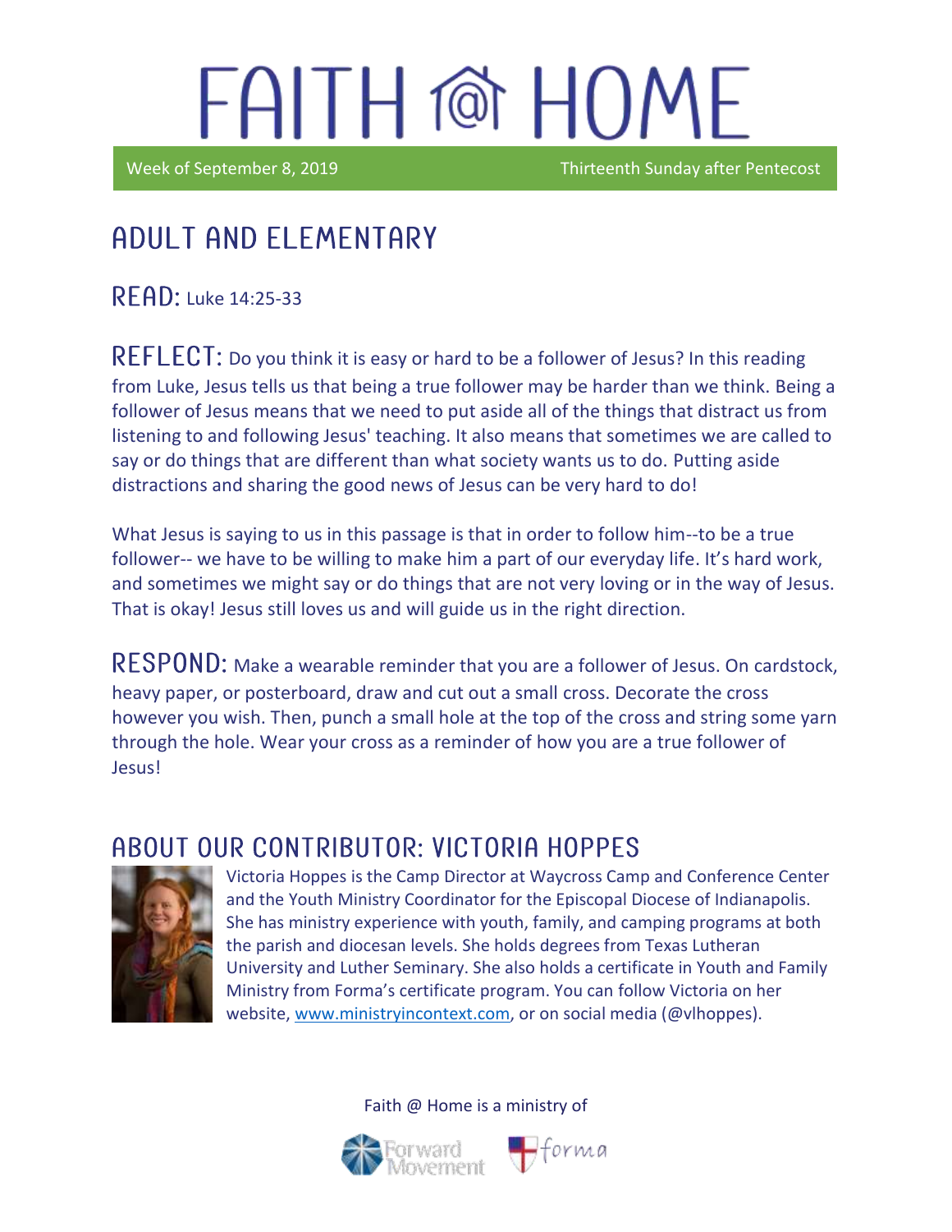# FAITH @ HOME

Week of September 8, 2019 Thirteenth Sunday after Pentecost

## ADULT AND ELEMENTARY

**READ:** Luke 14:25-33

**REFLECT:** Do you think it is easy or hard to be a follower of Jesus? In this reading from Luke, Jesus tells us that being a true follower may be harder than we think. Being a follower of Jesus means that we need to put aside all of the things that distract us from listening to and following Jesus' teaching. It also means that sometimes we are called to say or do things that are different than what society wants us to do. Putting aside distractions and sharing the good news of Jesus can be very hard to do!

What Jesus is saying to us in this passage is that in order to follow him--to be a true follower-- we have to be willing to make him a part of our everyday life. It's hard work, and sometimes we might say or do things that are not very loving or in the way of Jesus. That is okay! Jesus still loves us and will guide us in the right direction.

**RESPOND:** Make a wearable reminder that you are a follower of Jesus. On cardstock, heavy paper, or posterboard, draw and cut out a small cross. Decorate the cross however you wish. Then, punch a small hole at the top of the cross and string some yarn through the hole. Wear your cross as a reminder of how you are a true follower of Jesus!

## ABOUT OUR CONTRIBUTOR: VICTORIA HOPPES

Victoria Hoppes is the Camp Director at Waycross Camp and Conference Center and the Youth Ministry Coordinator for the Episcopal Diocese of Indianapolis. She has ministry experience with youth, family, and camping programs at both the parish and diocesan levels. She holds degrees from Texas Lutheran University and Luther Seminary. She also holds a certificate in Youth and Family Ministry from Forma's certificate program. You can follow Victoria on her website, www.ministryincontext.com, or on social media (@vlhoppes).

Faith @ Home is a ministry of

Forward Movement forma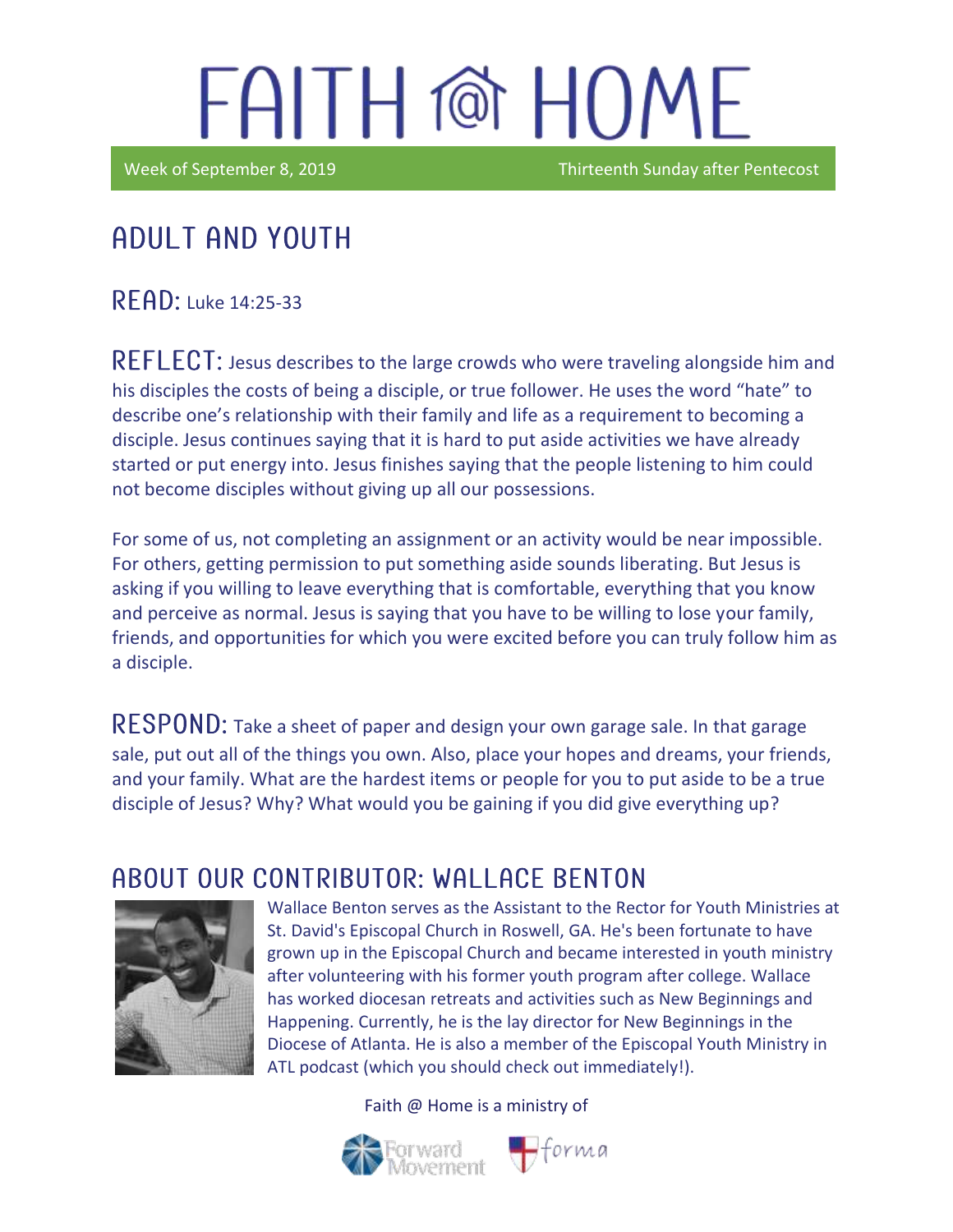# FAITH @ HOME

Week of September 8, 2019 Thirteenth Sunday after Pentecost

## ADULT AND YOUTH

**READ:** Luke 14:25-33

**REFLECT:** Jesus describes to the large crowds who were traveling alongside him and his disciples the costs of being a disciple, or true follower. He uses the word "hate" to describe one's relationship with their family and life as a requirement to becoming a disciple. Jesus continues saying that it is hard to put aside activities we have already started or put energy into. Jesus finishes saying that the people listening to him could not become disciples without giving up all our possessions.

For some of us, not completing an assignment or an activity would be near impossible. For others, getting permission to put something aside sounds liberating. But Jesus is asking if you willing to leave everything that is comfortable, everything that you know and perceive as normal. Jesus is saying that you have to be willing to lose your family, friends, and opportunities for which you were excited before you can truly follow him as a disciple.

**RESPOND:** Take a sheet of paper and design your own garage sale. In that garage sale, put out all of the things you own. Also, place your hopes and dreams, your friends, and your family. What are the hardest items or people for you to put aside to be a true disciple of Jesus? Why? What would you be gaining if you did give everything up?

## ABOUT OUR CONTRIBUTOR: WALLACE BENTON

Wallace Benton serves as the Assistant to the Rector for Youth Ministries at St. David's Episcopal Church in Roswell, GA. He's been fortunate to have grown up in the Episcopal Church and became interested in youth ministry after volunteering with his former youth program after college. Wallace has worked diocesan retreats and activities such as New Beginnings and Happening. Currently, he is the lay director for New Beginnings in the Diocese of Atlanta. He is also a member of the Episcopal Youth Ministry in ATL podcast (which you should check out immediately!).

Faith @ Home is a ministry of Forward Movement forma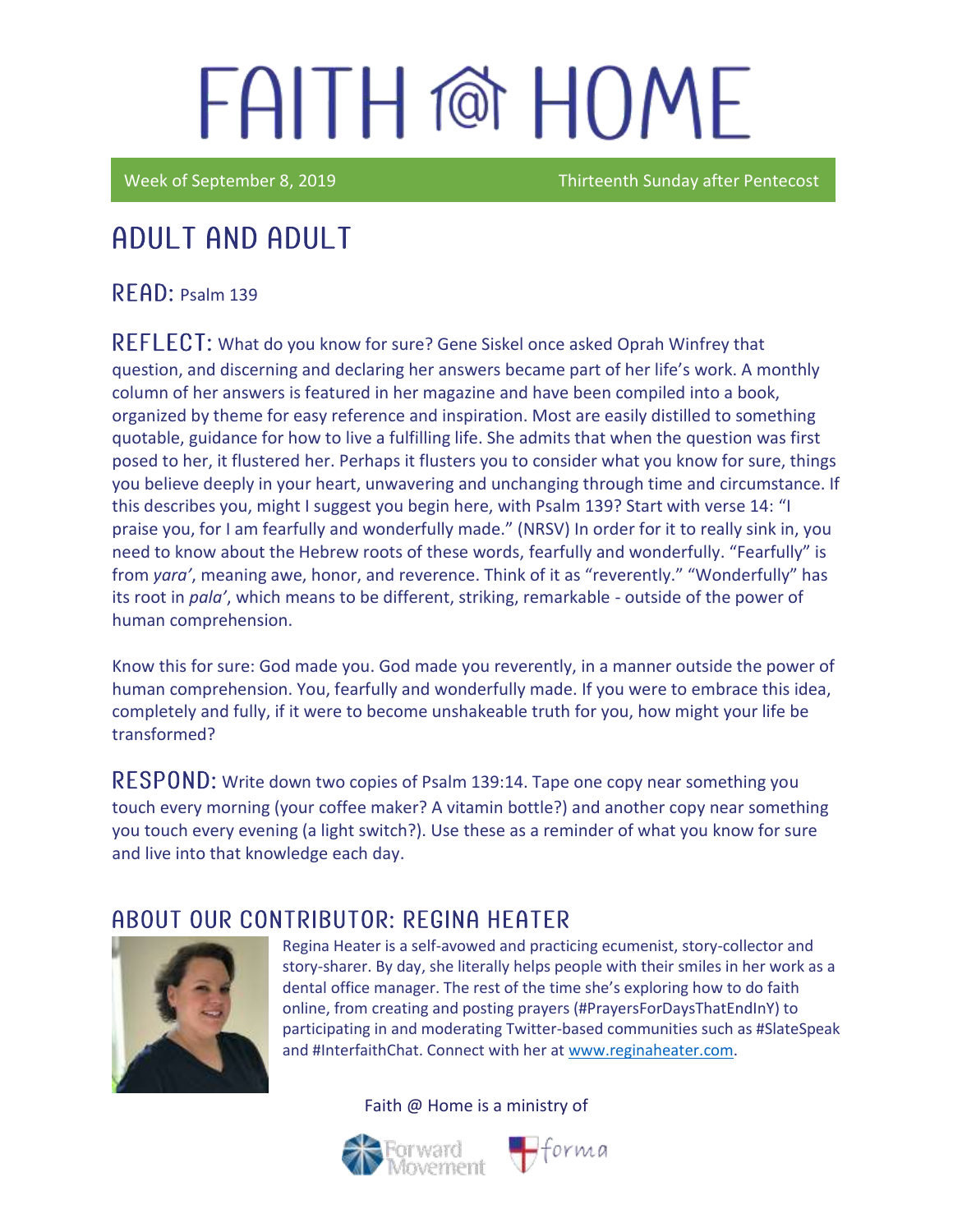# FAITH @ HOME

Week of September 8, 2019 Thirteenth Sunday after Pentecost

## ADULT AND ADULT

**READ:** Psalm 139

**REFLECT:** What do you know for sure? Gene Siskel once asked Oprah Winfrey that question, and discerning and declaring her answers became part of her life's work. A monthly column of her answers is featured in her magazine and have been compiled into a book, organized by theme for easy reference and inspiration. Most are easily distilled to something quotable, guidance for how to live a fulfilling life. She admits that when the question was first posed to her, it flustered her. Perhaps it flusters you to consider what you know for sure, things you believe deeply in your heart, unwavering and unchanging through time and circumstance. If this describes you, might I suggest you begin here, with Psalm 139? Start with verse 14: "I praise you, for I am fearfully and wonderfully made." (NRSV) In order for it to really sink in, you need to know about the Hebrew roots of these words, fearfully and wonderfully. "Fearfully" is from *yara'*, meaning awe, honor, and reverence. Think of it as "reverently." "Wonderfully" has its root in *pala'*, which means to be different, striking, remarkable - outside of the power of human comprehension.

Know this for sure: God made you. God made you reverently, in a manner outside the power of human comprehension. You, fearfully and wonderfully made. If you were to embrace this idea, completely and fully, if it were to become unshakeable truth for you, how might your life be transformed?

**RESPOND:** Write down two copies of Psalm 139:14. Tape one copy near something you touch every morning (your coffee maker? A vitamin bottle?) and another copy near something you touch every evening (a light switch?). Use these as a reminder of what you know for sure and live into that knowledge each day.

## ABOUT OUR CONTRIBUTOR: REGINA HEATER

Regina Heater is a self-avowed and practicing ecumenist, story-collector and story-sharer. By day, she literally helps people with their smiles in her work as a dental office manager. The rest of the time she's exploring how to do faith online, from creating and posting prayers (#PrayersForDaysThatEndInY) to participating in and moderating Twitter-based communities such as #SlateSpeak and #InterfaithChat. Connect with her at www.reginaheater.com.

Faith @ Home is a ministry of

Forward Movement forma